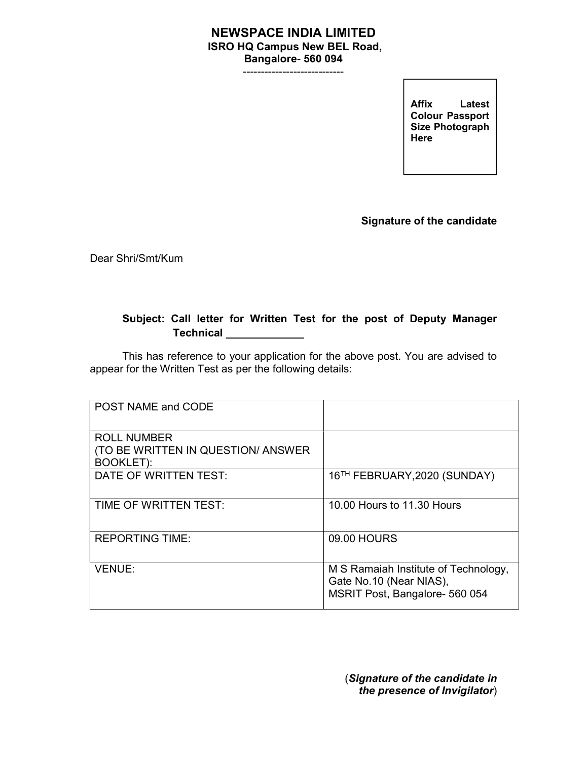# NEWSPACE INDIA LIMITED

**ISRO HQ Campus New BEL Road,**
**Bangalore- 560 094**

----------------------------

**Affix Latest Colour Passport Size Photograph Here**

**Signature of the candidate**

Dear Shri/Smt/Kum

**Subject: Call letter for Written Test for the post of Deputy Manager Technical _____________**

This has reference to your application for the above post. You are advised to appear for the Written Test as per the following details:

| POST NAME and CODE | |
|---|---|
| ROLL NUMBER (TO BE WRITTEN IN QUESTION/ ANSWER BOOKLET): | |
| DATE OF WRITTEN TEST: | 16TH FEBRUARY,2020 (SUNDAY) |
| TIME OF WRITTEN TEST: | 10.00 Hours to 11.30 Hours |
| REPORTING TIME: | 09.00 HOURS |
| VENUE: | M S Ramaiah Institute of Technology, Gate No.10 (Near NIAS), MSRIT Post, Bangalore- 560 054 |

(***Signature of the candidate in the presence of Invigilator***)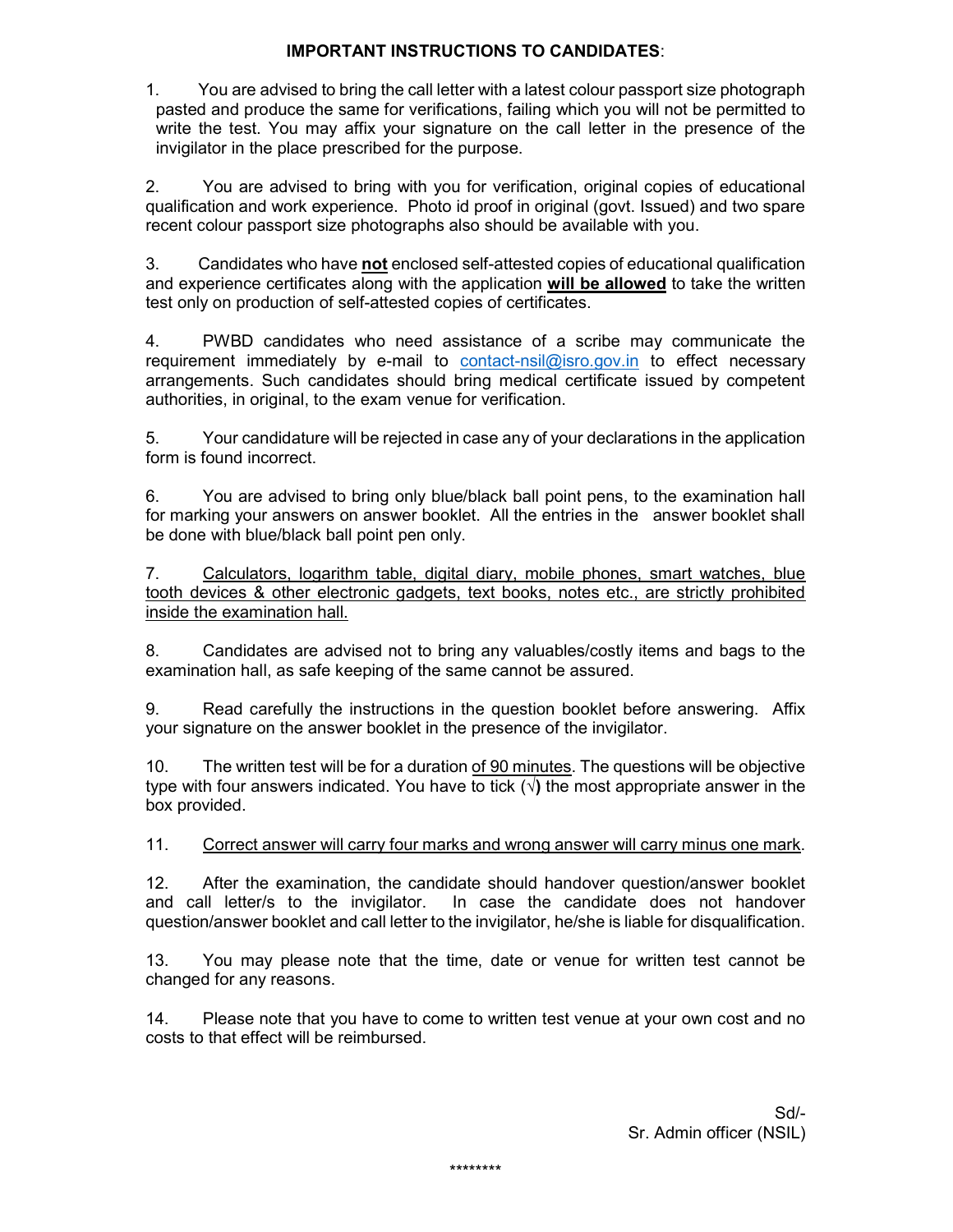**IMPORTANT INSTRUCTIONS TO CANDIDATES**:

1. You are advised to bring the call letter with a latest colour passport size photograph pasted and produce the same for verifications, failing which you will not be permitted to write the test. You may affix your signature on the call letter in the presence of the invigilator in the place prescribed for the purpose.

2. You are advised to bring with you for verification, original copies of educational qualification and work experience. Photo id proof in original (govt. Issued) and two spare recent colour passport size photographs also should be available with you.

3. Candidates who have **not** enclosed self-attested copies of educational qualification and experience certificates along with the application **will be allowed** to take the written test only on production of self-attested copies of certificates.

4. PWBD candidates who need assistance of a scribe may communicate the requirement immediately by e-mail to contact-nsil@isro.gov.in to effect necessary arrangements. Such candidates should bring medical certificate issued by competent authorities, in original, to the exam venue for verification.

5. Your candidature will be rejected in case any of your declarations in the application form is found incorrect.

6. You are advised to bring only blue/black ball point pens, to the examination hall for marking your answers on answer booklet. All the entries in the answer booklet shall be done with blue/black ball point pen only.

7. Calculators, logarithm table, digital diary, mobile phones, smart watches, blue tooth devices & other electronic gadgets, text books, notes etc., are strictly prohibited inside the examination hall.

8. Candidates are advised not to bring any valuables/costly items and bags to the examination hall, as safe keeping of the same cannot be assured.

9. Read carefully the instructions in the question booklet before answering. Affix your signature on the answer booklet in the presence of the invigilator.

10. The written test will be for a duration of 90 minutes. The questions will be objective type with four answers indicated. You have to tick (√) the most appropriate answer in the box provided.

11. Correct answer will carry four marks and wrong answer will carry minus one mark.

12. After the examination, the candidate should handover question/answer booklet and call letter/s to the invigilator. In case the candidate does not handover question/answer booklet and call letter to the invigilator, he/she is liable for disqualification.

13. You may please note that the time, date or venue for written test cannot be changed for any reasons.

14. Please note that you have to come to written test venue at your own cost and no costs to that effect will be reimbursed.

Sd/-
Sr. Admin officer (NSIL)

********